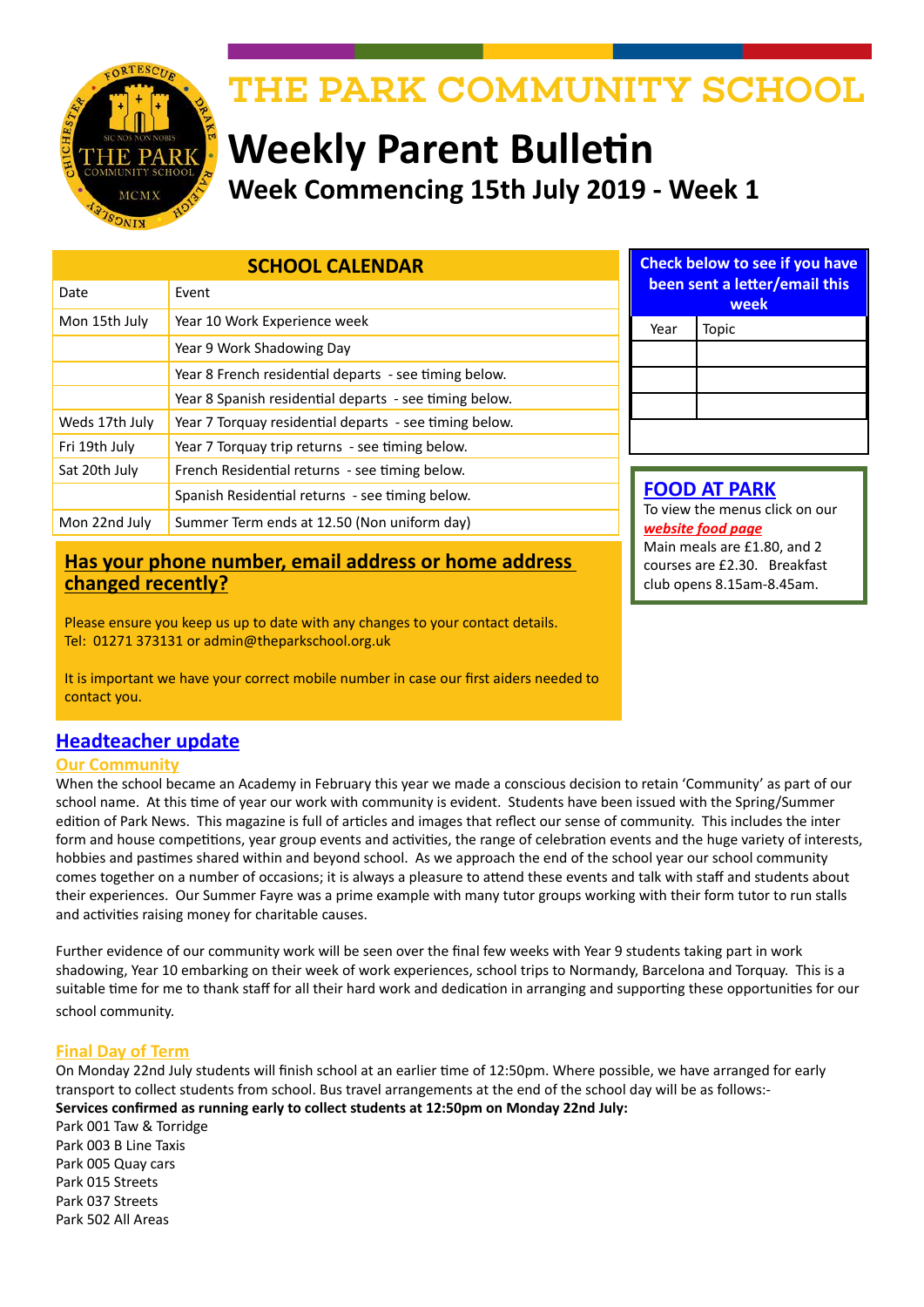# THE PARK COMMUNITY SCHOOL

# Weekly Parent Bulletin

## Week Commencing 15th July 2019 - Week 1

### SCHOOL CALENDAR

| Date | Event |
|---|---|
| Mon 15th July | Year 10 Work Experience week |
| | Year 9 Work Shadowing Day |
| | Year 8 French residential departs - see timing below. |
| | Year 8 Spanish residential departs - see timing below. |
| Weds 17th July | Year 7 Torquay residential departs - see timing below. |
| Fri 19th July | Year 7 Torquay trip returns - see timing below. |
| Sat 20th July | French Residential returns - see timing below. |
| | Spanish Residential returns - see timing below. |
| Mon 22nd July | Summer Term ends at 12.50 (Non uniform day) |

### Check below to see if you have been sent a letter/email this week

| Year | Topic |
|---|---|
| | |
| | |
| | |

### FOOD AT PARK

To view the menus click on our ***website food page***
Main meals are £1.80, and 2 courses are £2.30. Breakfast club opens 8.15am-8.45am.

### Has your phone number, email address or home address changed recently?

Please ensure you keep us up to date with any changes to your contact details.
Tel: 01271 373131 or admin@theparkschool.org.uk

It is important we have your correct mobile number in case our first aiders needed to contact you.

## Headteacher update

### Our Community

When the school became an Academy in February this year we made a conscious decision to retain 'Community' as part of our school name. At this time of year our work with community is evident. Students have been issued with the Spring/Summer edition of Park News. This magazine is full of articles and images that reflect our sense of community. This includes the inter form and house competitions, year group events and activities, the range of celebration events and the huge variety of interests, hobbies and pastimes shared within and beyond school. As we approach the end of the school year our school community comes together on a number of occasions; it is always a pleasure to attend these events and talk with staff and students about their experiences. Our Summer Fayre was a prime example with many tutor groups working with their form tutor to run stalls and activities raising money for charitable causes.

Further evidence of our community work will be seen over the final few weeks with Year 9 students taking part in work shadowing, Year 10 embarking on their week of work experiences, school trips to Normandy, Barcelona and Torquay. This is a suitable time for me to thank staff for all their hard work and dedication in arranging and supporting these opportunities for our school community.

### Final Day of Term

On Monday 22nd July students will finish school at an earlier time of 12:50pm. Where possible, we have arranged for early transport to collect students from school. Bus travel arrangements at the end of the school day will be as follows:-
**Services confirmed as running early to collect students at 12:50pm on Monday 22nd July:**
Park 001 Taw & Torridge
Park 003 B Line Taxis
Park 005 Quay cars
Park 015 Streets
Park 037 Streets
Park 502 All Areas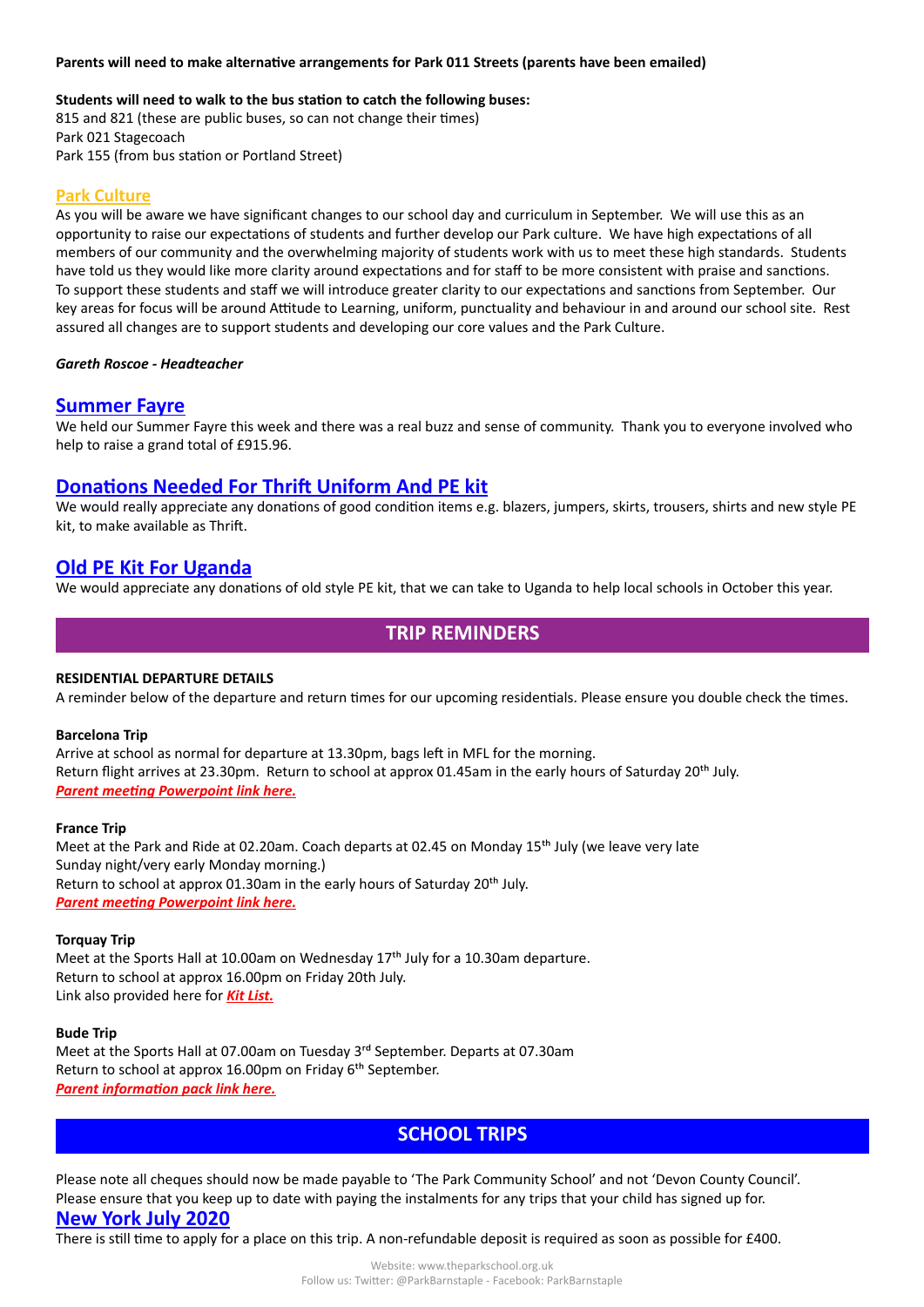**Parents will need to make alternative arrangements for Park 011 Streets (parents have been emailed)**

**Students will need to walk to the bus station to catch the following buses:**
815 and 821 (these are public buses, so can not change their times)
Park 021 Stagecoach
Park 155 (from bus station or Portland Street)

## Park Culture

As you will be aware we have significant changes to our school day and curriculum in September. We will use this as an opportunity to raise our expectations of students and further develop our Park culture. We have high expectations of all members of our community and the overwhelming majority of students work with us to meet these high standards. Students have told us they would like more clarity around expectations and for staff to be more consistent with praise and sanctions. To support these students and staff we will introduce greater clarity to our expectations and sanctions from September. Our key areas for focus will be around Attitude to Learning, uniform, punctuality and behaviour in and around our school site. Rest assured all changes are to support students and developing our core values and the Park Culture.

***Gareth Roscoe - Headteacher***

## Summer Fayre

We held our Summer Fayre this week and there was a real buzz and sense of community. Thank you to everyone involved who help to raise a grand total of £915.96.

## Donations Needed For Thrift Uniform And PE kit

We would really appreciate any donations of good condition items e.g. blazers, jumpers, skirts, trousers, shirts and new style PE kit, to make available as Thrift.

## Old PE Kit For Uganda

We would appreciate any donations of old style PE kit, that we can take to Uganda to help local schools in October this year.

# TRIP REMINDERS

**RESIDENTIAL DEPARTURE DETAILS**
A reminder below of the departure and return times for our upcoming residentials. Please ensure you double check the times.

**Barcelona Trip**
Arrive at school as normal for departure at 13.30pm, bags left in MFL for the morning.
Return flight arrives at 23.30pm. Return to school at approx 01.45am in the early hours of Saturday 20th July.
***Parent meeting Powerpoint link here.***

**France Trip**
Meet at the Park and Ride at 02.20am. Coach departs at 02.45 on Monday 15th July (we leave very late Sunday night/very early Monday morning.)
Return to school at approx 01.30am in the early hours of Saturday 20th July.
***Parent meeting Powerpoint link here.***

**Torquay Trip**
Meet at the Sports Hall at 10.00am on Wednesday 17th July for a 10.30am departure.
Return to school at approx 16.00pm on Friday 20th July.
Link also provided here for ***Kit List.***

**Bude Trip**
Meet at the Sports Hall at 07.00am on Tuesday 3rd September. Departs at 07.30am
Return to school at approx 16.00pm on Friday 6th September.
***Parent information pack link here.***

# SCHOOL TRIPS

Please note all cheques should now be made payable to 'The Park Community School' and not 'Devon County Council'. Please ensure that you keep up to date with paying the instalments for any trips that your child has signed up for.

## New York July 2020

There is still time to apply for a place on this trip. A non-refundable deposit is required as soon as possible for £400.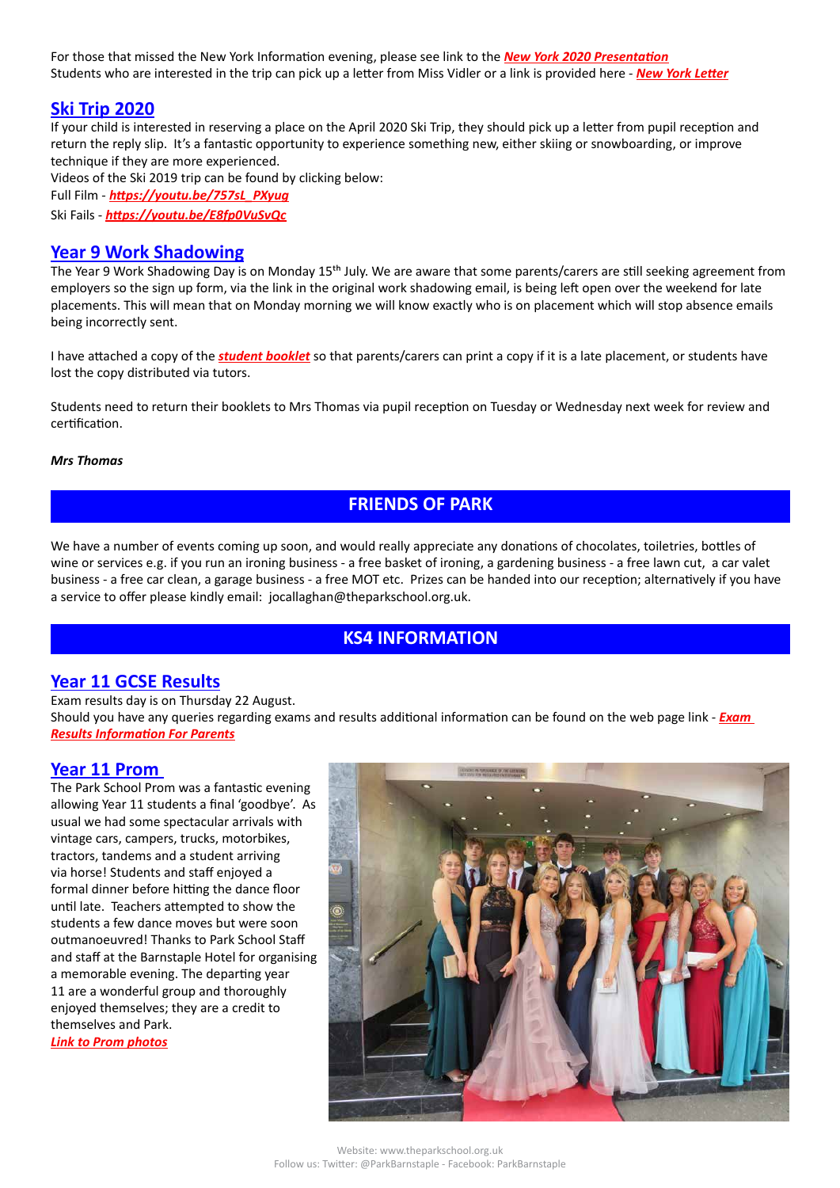For those that missed the New York Information evening, please see link to the ***New York 2020 Presentation***
Students who are interested in the trip can pick up a letter from Miss Vidler or a link is provided here - ***New York Letter***

## Ski Trip 2020

If your child is interested in reserving a place on the April 2020 Ski Trip, they should pick up a letter from pupil reception and return the reply slip. It's a fantastic opportunity to experience something new, either skiing or snowboarding, or improve technique if they are more experienced.
Videos of the Ski 2019 trip can be found by clicking below:
Full Film - ***https://youtu.be/757sL_PXyug***
Ski Fails - ***https://youtu.be/E8fp0VuSvQc***

## Year 9 Work Shadowing

The Year 9 Work Shadowing Day is on Monday 15th July. We are aware that some parents/carers are still seeking agreement from employers so the sign up form, via the link in the original work shadowing email, is being left open over the weekend for late placements. This will mean that on Monday morning we will know exactly who is on placement which will stop absence emails being incorrectly sent.

I have attached a copy of the ***student booklet*** so that parents/carers can print a copy if it is a late placement, or students have lost the copy distributed via tutors.

Students need to return their booklets to Mrs Thomas via pupil reception on Tuesday or Wednesday next week for review and certification.

***Mrs Thomas***

# FRIENDS OF PARK

We have a number of events coming up soon, and would really appreciate any donations of chocolates, toiletries, bottles of wine or services e.g. if you run an ironing business - a free basket of ironing, a gardening business - a free lawn cut, a car valet business - a free car clean, a garage business - a free MOT etc. Prizes can be handed into our reception; alternatively if you have a service to offer please kindly email: jocallaghan@theparkschool.org.uk.

# KS4 INFORMATION

## Year 11 GCSE Results

Exam results day is on Thursday 22 August.
Should you have any queries regarding exams and results additional information can be found on the web page link - ***Exam Results Information For Parents***

## Year 11 Prom

The Park School Prom was a fantastic evening allowing Year 11 students a final 'goodbye'. As usual we had some spectacular arrivals with vintage cars, campers, trucks, motorbikes, tractors, tandems and a student arriving via horse! Students and staff enjoyed a formal dinner before hitting the dance floor until late. Teachers attempted to show the students a few dance moves but were soon outmanoeuvred! Thanks to Park School Staff and staff at the Barnstaple Hotel for organising a memorable evening. The departing year 11 are a wonderful group and thoroughly enjoyed themselves; they are a credit to themselves and Park.
***Link to Prom photos***